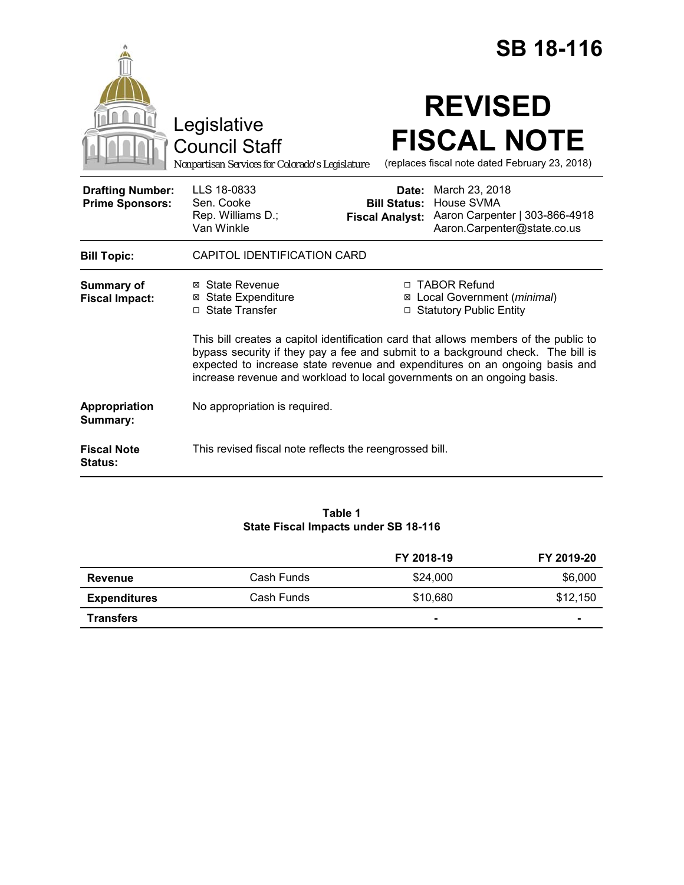# SB 18-116

Legislative Council Staff

*Nonpartisan Services for Colorado's Legislature*

# REVISED FISCAL NOTE

(replaces fiscal note dated February 23, 2018)

| | | | |
|---|---|---|---|
| **Drafting Number:** | LLS 18-0833 | **Date:** | March 23, 2018 |
| **Prime Sponsors:** | Sen. Cooke<br>Rep. Williams D.; Van Winkle | **Bill Status:** | House SVMA |
| | | **Fiscal Analyst:** | Aaron Carpenter \| 303-866-4918<br>Aaron.Carpenter@state.co.us |

**Bill Topic:** CAPITOL IDENTIFICATION CARD

**Summary of Fiscal Impact:**

- ☒ State Revenue
- ☒ State Expenditure
- ☐ State Transfer
- ☐ TABOR Refund
- ☒ Local Government (*minimal*)
- ☐ Statutory Public Entity

This bill creates a capitol identification card that allows members of the public to bypass security if they pay a fee and submit to a background check. The bill is expected to increase state revenue and expenditures on an ongoing basis and increase revenue and workload to local governments on an ongoing basis.

**Appropriation Summary:** No appropriation is required.

**Fiscal Note Status:** This revised fiscal note reflects the reengrossed bill.

**Table 1**
**State Fiscal Impacts under SB 18-116**

| | | FY 2018-19 | FY 2019-20 |
|---|---|---|---|
| **Revenue** | Cash Funds | $24,000 | $6,000 |
| **Expenditures** | Cash Funds | $10,680 | $12,150 |
| **Transfers** | | - | - |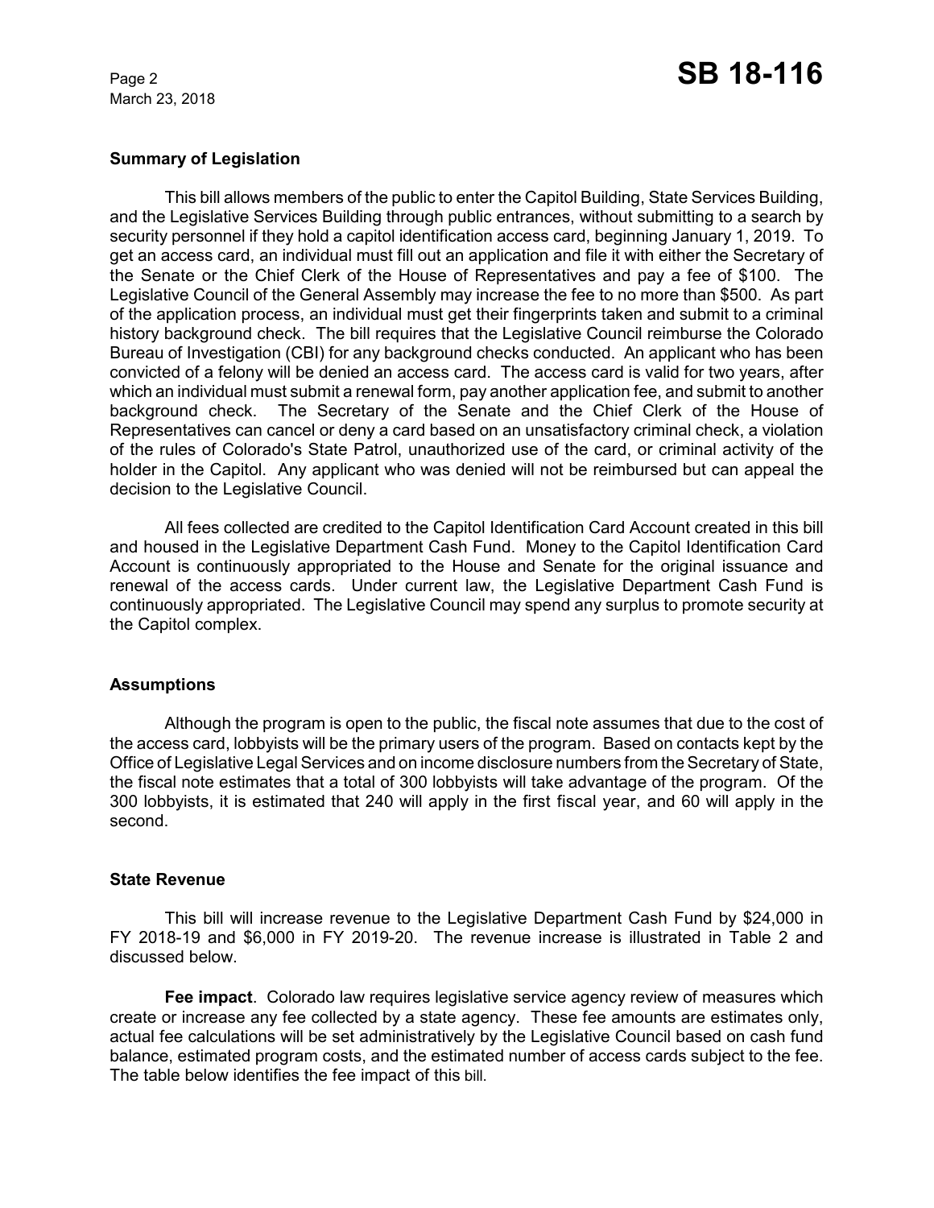### Summary of Legislation

This bill allows members of the public to enter the Capitol Building, State Services Building, and the Legislative Services Building through public entrances, without submitting to a search by security personnel if they hold a capitol identification access card, beginning January 1, 2019. To get an access card, an individual must fill out an application and file it with either the Secretary of the Senate or the Chief Clerk of the House of Representatives and pay a fee of $100. The Legislative Council of the General Assembly may increase the fee to no more than $500. As part of the application process, an individual must get their fingerprints taken and submit to a criminal history background check. The bill requires that the Legislative Council reimburse the Colorado Bureau of Investigation (CBI) for any background checks conducted. An applicant who has been convicted of a felony will be denied an access card. The access card is valid for two years, after which an individual must submit a renewal form, pay another application fee, and submit to another background check. The Secretary of the Senate and the Chief Clerk of the House of Representatives can cancel or deny a card based on an unsatisfactory criminal check, a violation of the rules of Colorado's State Patrol, unauthorized use of the card, or criminal activity of the holder in the Capitol. Any applicant who was denied will not be reimbursed but can appeal the decision to the Legislative Council.

All fees collected are credited to the Capitol Identification Card Account created in this bill and housed in the Legislative Department Cash Fund. Money to the Capitol Identification Card Account is continuously appropriated to the House and Senate for the original issuance and renewal of the access cards. Under current law, the Legislative Department Cash Fund is continuously appropriated. The Legislative Council may spend any surplus to promote security at the Capitol complex.

### Assumptions

Although the program is open to the public, the fiscal note assumes that due to the cost of the access card, lobbyists will be the primary users of the program. Based on contacts kept by the Office of Legislative Legal Services and on income disclosure numbers from the Secretary of State, the fiscal note estimates that a total of 300 lobbyists will take advantage of the program. Of the 300 lobbyists, it is estimated that 240 will apply in the first fiscal year, and 60 will apply in the second.

### State Revenue

This bill will increase revenue to the Legislative Department Cash Fund by $24,000 in FY 2018-19 and $6,000 in FY 2019-20. The revenue increase is illustrated in Table 2 and discussed below.

**Fee impact**. Colorado law requires legislative service agency review of measures which create or increase any fee collected by a state agency. These fee amounts are estimates only, actual fee calculations will be set administratively by the Legislative Council based on cash fund balance, estimated program costs, and the estimated number of access cards subject to the fee. The table below identifies the fee impact of this bill.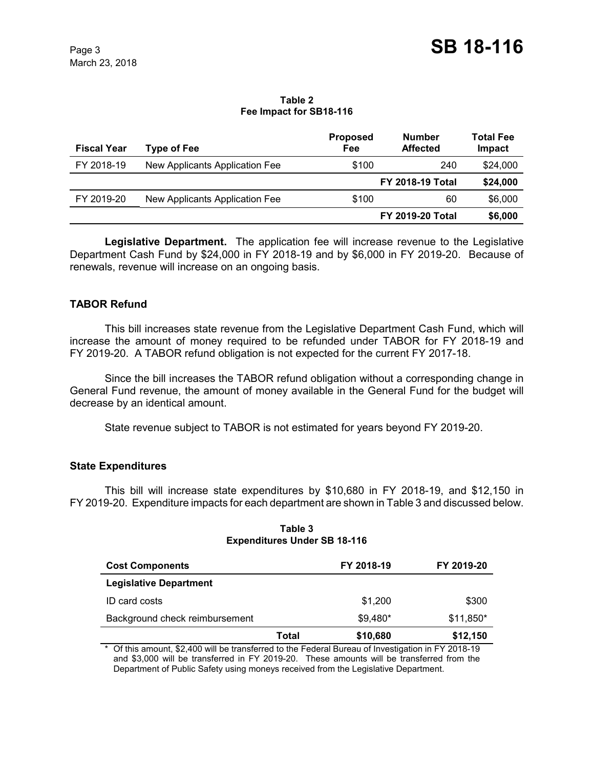**Table 2**
**Fee Impact for SB18-116**

| Fiscal Year | Type of Fee | Proposed Fee | Number Affected | Total Fee Impact |
|---|---|---|---|---|
| FY 2018-19 | New Applicants Application Fee | $100 | 240 | $24,000 |
| | | | **FY 2018-19 Total** | **$24,000** |
| FY 2019-20 | New Applicants Application Fee | $100 | 60 | $6,000 |
| | | | **FY 2019-20 Total** | **$6,000** |

**Legislative Department.** The application fee will increase revenue to the Legislative Department Cash Fund by $24,000 in FY 2018-19 and by $6,000 in FY 2019-20. Because of renewals, revenue will increase on an ongoing basis.

### TABOR Refund

This bill increases state revenue from the Legislative Department Cash Fund, which will increase the amount of money required to be refunded under TABOR for FY 2018-19 and FY 2019-20. A TABOR refund obligation is not expected for the current FY 2017-18.

Since the bill increases the TABOR refund obligation without a corresponding change in General Fund revenue, the amount of money available in the General Fund for the budget will decrease by an identical amount.

State revenue subject to TABOR is not estimated for years beyond FY 2019-20.

### State Expenditures

This bill will increase state expenditures by $10,680 in FY 2018-19, and $12,150 in FY 2019-20. Expenditure impacts for each department are shown in Table 3 and discussed below.

**Table 3**
**Expenditures Under SB 18-116**

| Cost Components | FY 2018-19 | FY 2019-20 |
|---|---|---|
| **Legislative Department** | | |
| ID card costs | $1,200 | $300 |
| Background check reimbursement | $9,480* | $11,850* |
| **Total** | **$10,680** | **$12,150** |

* Of this amount, $2,400 will be transferred to the Federal Bureau of Investigation in FY 2018-19 and $3,000 will be transferred in FY 2019-20. These amounts will be transferred from the Department of Public Safety using moneys received from the Legislative Department.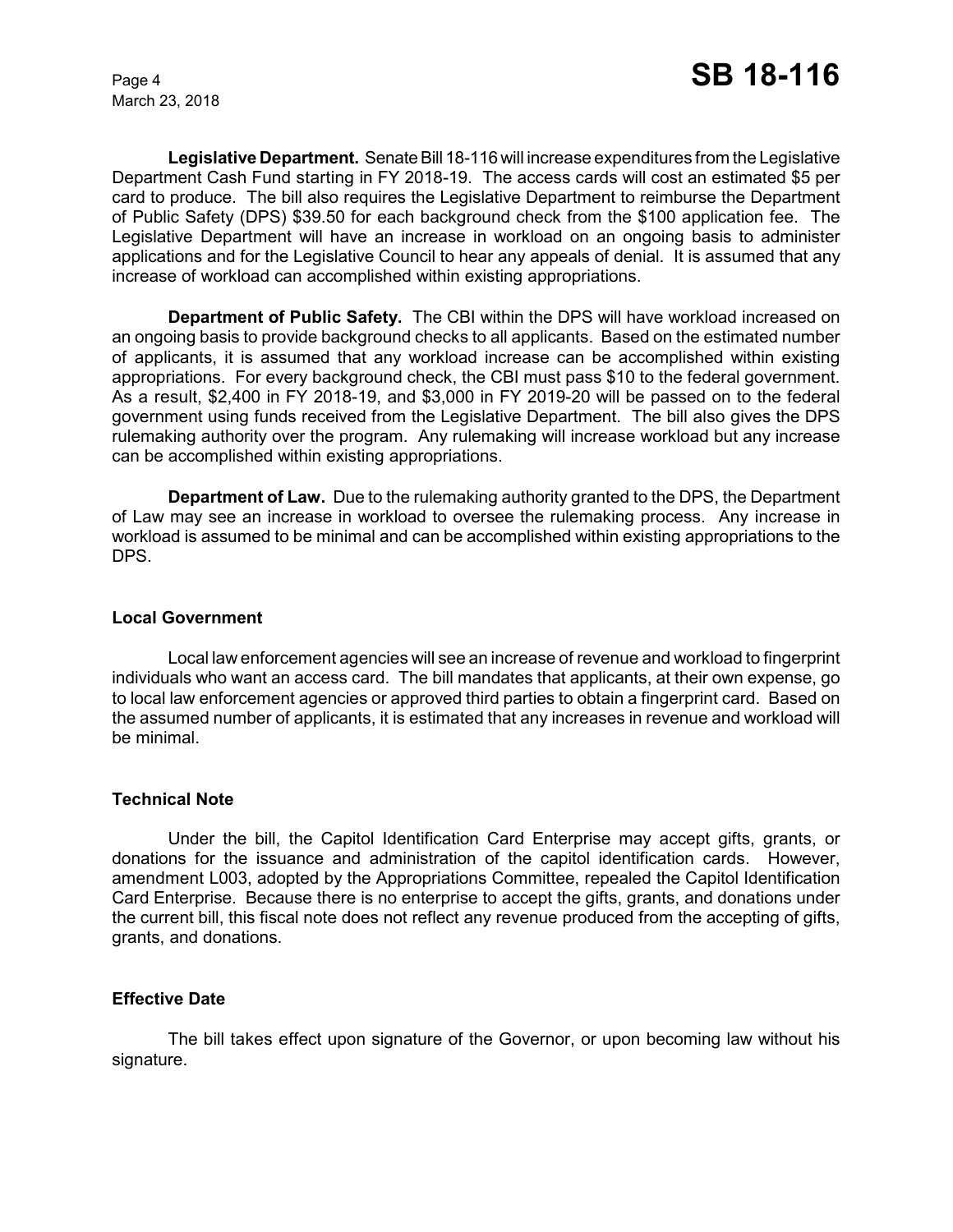**Legislative Department.** Senate Bill 18-116 will increase expenditures from the Legislative Department Cash Fund starting in FY 2018-19. The access cards will cost an estimated $5 per card to produce. The bill also requires the Legislative Department to reimburse the Department of Public Safety (DPS) $39.50 for each background check from the $100 application fee. The Legislative Department will have an increase in workload on an ongoing basis to administer applications and for the Legislative Council to hear any appeals of denial. It is assumed that any increase of workload can accomplished within existing appropriations.

**Department of Public Safety.** The CBI within the DPS will have workload increased on an ongoing basis to provide background checks to all applicants. Based on the estimated number of applicants, it is assumed that any workload increase can be accomplished within existing appropriations. For every background check, the CBI must pass $10 to the federal government. As a result, $2,400 in FY 2018-19, and $3,000 in FY 2019-20 will be passed on to the federal government using funds received from the Legislative Department. The bill also gives the DPS rulemaking authority over the program. Any rulemaking will increase workload but any increase can be accomplished within existing appropriations.

**Department of Law.** Due to the rulemaking authority granted to the DPS, the Department of Law may see an increase in workload to oversee the rulemaking process. Any increase in workload is assumed to be minimal and can be accomplished within existing appropriations to the DPS.

### Local Government

Local law enforcement agencies will see an increase of revenue and workload to fingerprint individuals who want an access card. The bill mandates that applicants, at their own expense, go to local law enforcement agencies or approved third parties to obtain a fingerprint card. Based on the assumed number of applicants, it is estimated that any increases in revenue and workload will be minimal.

### Technical Note

Under the bill, the Capitol Identification Card Enterprise may accept gifts, grants, or donations for the issuance and administration of the capitol identification cards. However, amendment L003, adopted by the Appropriations Committee, repealed the Capitol Identification Card Enterprise. Because there is no enterprise to accept the gifts, grants, and donations under the current bill, this fiscal note does not reflect any revenue produced from the accepting of gifts, grants, and donations.

### Effective Date

The bill takes effect upon signature of the Governor, or upon becoming law without his signature.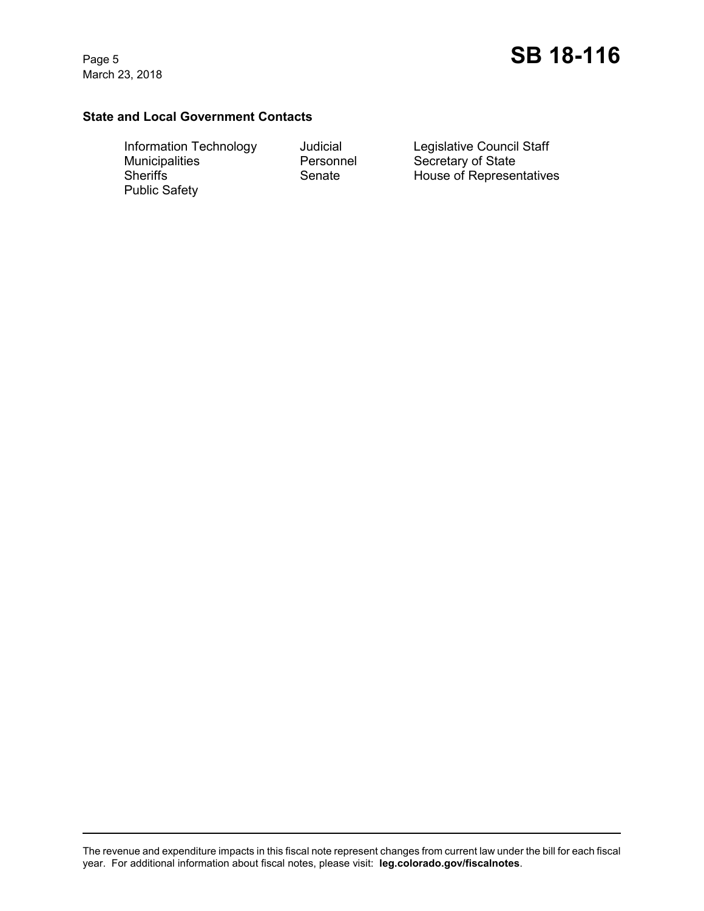### State and Local Government Contacts

| | | |
|---|---|---|
| Information Technology | Judicial | Legislative Council Staff |
| Municipalities | Personnel | Secretary of State |
| Sheriffs | Senate | House of Representatives |
| Public Safety | | |

The revenue and expenditure impacts in this fiscal note represent changes from current law under the bill for each fiscal year. For additional information about fiscal notes, please visit: **leg.colorado.gov/fiscalnotes**.